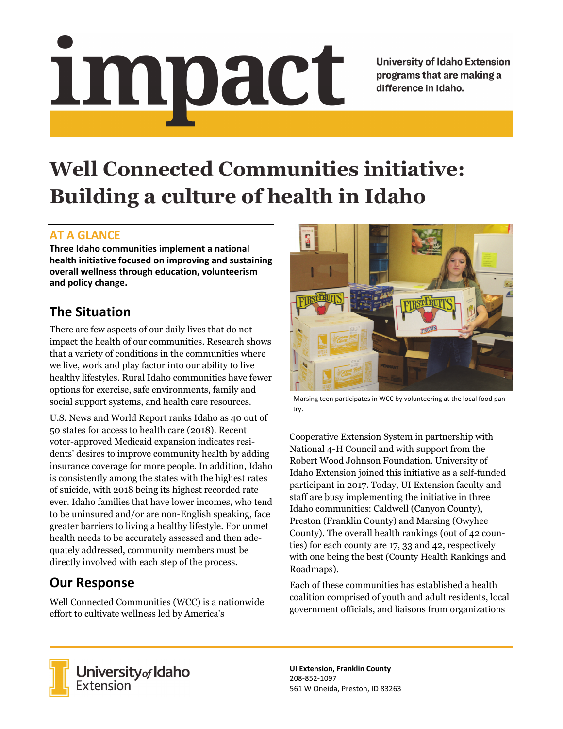# impact

University of Idaho Extension programs that are making a difference in Idaho.

# Well Connected Communities initiative: Building a culture of health in Idaho

## AT A GLANCE

**Three Idaho communities implement a national health initiative focused on improving and sustaining overall wellness through education, volunteerism and policy change.**

## The Situation

There are few aspects of our daily lives that do not impact the health of our communities. Research shows that a variety of conditions in the communities where we live, work and play factor into our ability to live healthy lifestyles. Rural Idaho communities have fewer options for exercise, safe environments, family and social support systems, and health care resources.

U.S. News and World Report ranks Idaho as 40 out of 50 states for access to health care (2018). Recent voter-approved Medicaid expansion indicates residents' desires to improve community health by adding insurance coverage for more people. In addition, Idaho is consistently among the states with the highest rates of suicide, with 2018 being its highest recorded rate ever. Idaho families that have lower incomes, who tend to be uninsured and/or are non-English speaking, face greater barriers to living a healthy lifestyle. For unmet health needs to be accurately assessed and then adequately addressed, community members must be directly involved with each step of the process.

## Our Response

Well Connected Communities (WCC) is a nationwide effort to cultivate wellness led by America's Cooperative Extension System in partnership with National 4-H Council and with support from the Robert Wood Johnson Foundation. University of Idaho Extension joined this initiative as a self-funded participant in 2017. Today, UI Extension faculty and staff are busy implementing the initiative in three Idaho communities: Caldwell (Canyon County), Preston (Franklin County) and Marsing (Owyhee County). The overall health rankings (out of 42 counties) for each county are 17, 33 and 42, respectively with one being the best (County Health Rankings and Roadmaps).

Marsing teen participates in WCC by volunteering at the local food pantry.

Each of these communities has established a health coalition comprised of youth and adult residents, local government officials, and liaisons from organizations

University of Idaho Extension

**UI Extension, Franklin County**
208-852-1097
561 W Oneida, Preston, ID 83263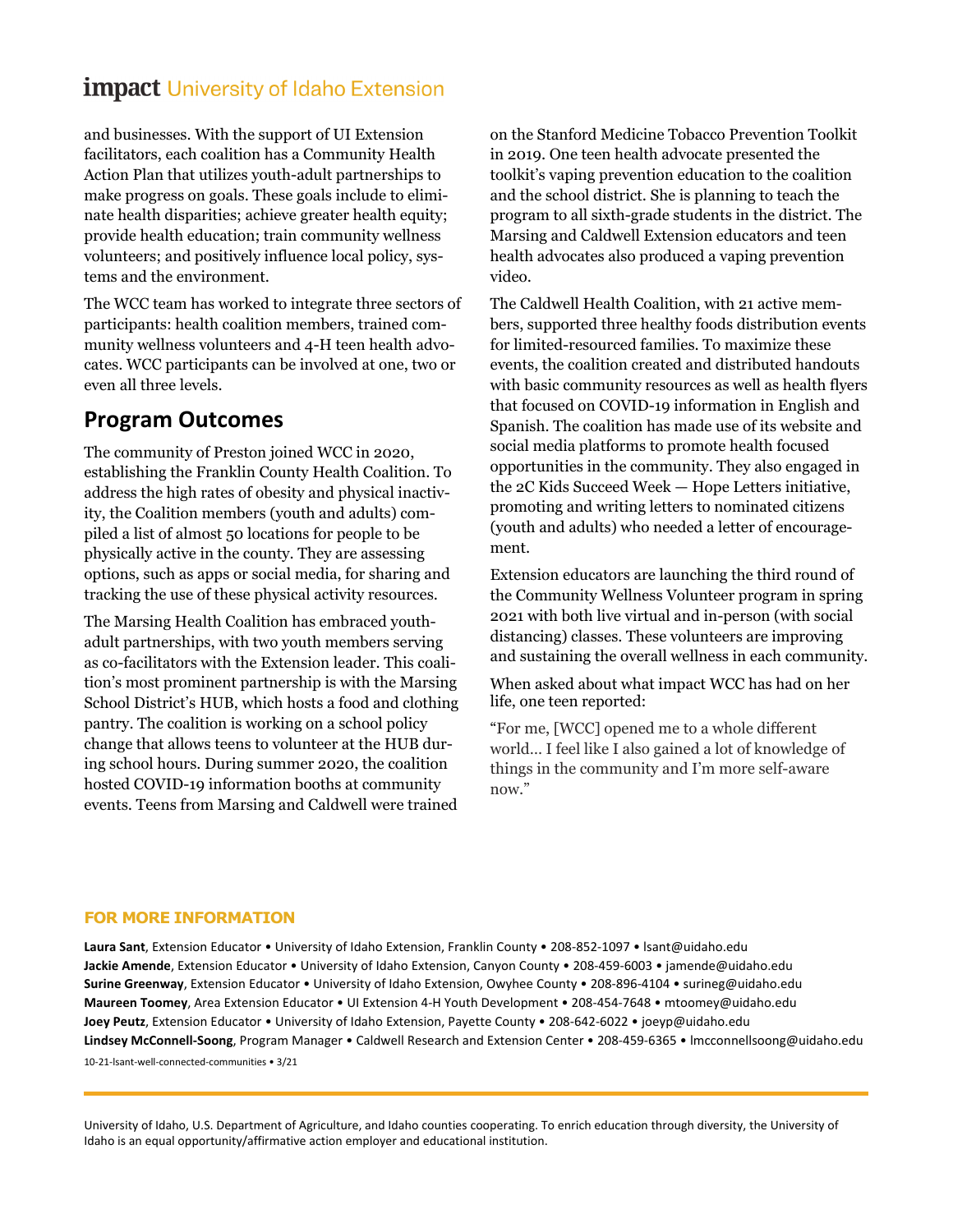and businesses. With the support of UI Extension facilitators, each coalition has a Community Health Action Plan that utilizes youth-adult partnerships to make progress on goals. These goals include to eliminate health disparities; achieve greater health equity; provide health education; train community wellness volunteers; and positively influence local policy, systems and the environment.

The WCC team has worked to integrate three sectors of participants: health coalition members, trained community wellness volunteers and 4-H teen health advocates. WCC participants can be involved at one, two or even all three levels.

## Program Outcomes

The community of Preston joined WCC in 2020, establishing the Franklin County Health Coalition. To address the high rates of obesity and physical inactivity, the Coalition members (youth and adults) compiled a list of almost 50 locations for people to be physically active in the county. They are assessing options, such as apps or social media, for sharing and tracking the use of these physical activity resources.

The Marsing Health Coalition has embraced youth-adult partnerships, with two youth members serving as co-facilitators with the Extension leader. This coalition's most prominent partnership is with the Marsing School District's HUB, which hosts a food and clothing pantry. The coalition is working on a school policy change that allows teens to volunteer at the HUB during school hours. During summer 2020, the coalition hosted COVID-19 information booths at community events. Teens from Marsing and Caldwell were trained on the Stanford Medicine Tobacco Prevention Toolkit in 2019. One teen health advocate presented the toolkit's vaping prevention education to the coalition and the school district. She is planning to teach the program to all sixth-grade students in the district. The Marsing and Caldwell Extension educators and teen health advocates also produced a vaping prevention video.

The Caldwell Health Coalition, with 21 active members, supported three healthy foods distribution events for limited-resourced families. To maximize these events, the coalition created and distributed handouts with basic community resources as well as health flyers that focused on COVID-19 information in English and Spanish. The coalition has made use of its website and social media platforms to promote health focused opportunities in the community. They also engaged in the 2C Kids Succeed Week — Hope Letters initiative, promoting and writing letters to nominated citizens (youth and adults) who needed a letter of encouragement.

Extension educators are launching the third round of the Community Wellness Volunteer program in spring 2021 with both live virtual and in-person (with social distancing) classes. These volunteers are improving and sustaining the overall wellness in each community.

When asked about what impact WCC has had on her life, one teen reported:

"For me, [WCC] opened me to a whole different world… I feel like I also gained a lot of knowledge of things in the community and I'm more self-aware now."

### FOR MORE INFORMATION

**Laura Sant**, Extension Educator • University of Idaho Extension, Franklin County • 208-852-1097 • lsant@uidaho.edu
**Jackie Amende**, Extension Educator • University of Idaho Extension, Canyon County • 208-459-6003 • jamende@uidaho.edu
**Surine Greenway**, Extension Educator • University of Idaho Extension, Owyhee County • 208-896-4104 • surineg@uidaho.edu
**Maureen Toomey**, Area Extension Educator • UI Extension 4-H Youth Development • 208-454-7648 • mtoomey@uidaho.edu
**Joey Peutz**, Extension Educator • University of Idaho Extension, Payette County • 208-642-6022 • joeyp@uidaho.edu
**Lindsey McConnell-Soong**, Program Manager • Caldwell Research and Extension Center • 208-459-6365 • lmcconnellsoong@uidaho.edu

10-21-lsant-well-connected-communities • 3/21

University of Idaho, U.S. Department of Agriculture, and Idaho counties cooperating. To enrich education through diversity, the University of Idaho is an equal opportunity/affirmative action employer and educational institution.